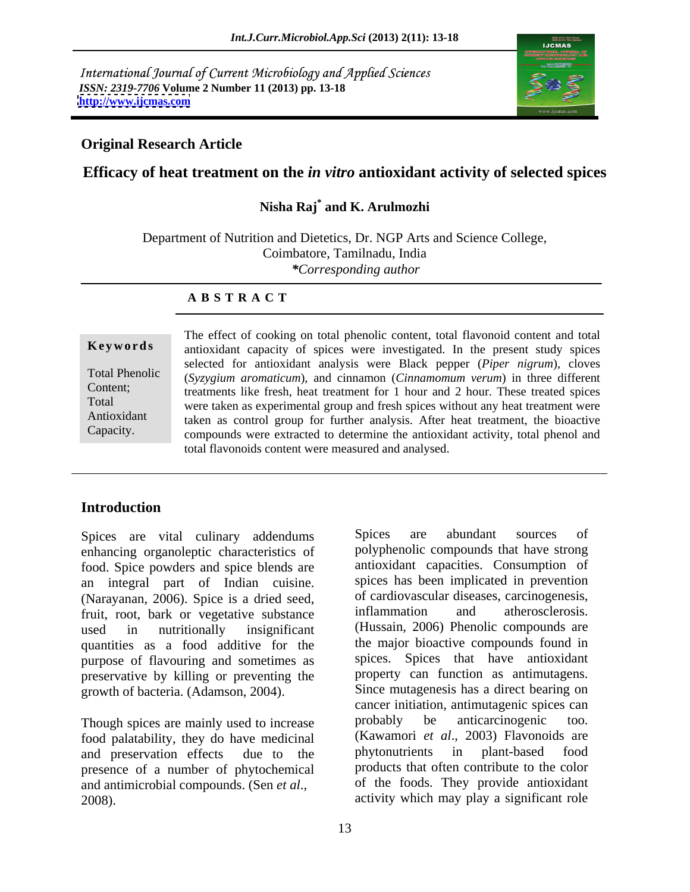International Journal of Current Microbiology and Applied Sciences
*ISSN: 2319-7706* **Volume 2 Number 11 (2013) pp. 13-18**
**http://www.ijcmas.com**

**Original Research Article**

# Efficacy of heat treatment on the *in vitro* antioxidant activity of selected spices

**Nisha Raj\* and K. Arulmozhi**

Department of Nutrition and Dietetics, Dr. NGP Arts and Science College, Coimbatore, Tamilnadu, India
*\*Corresponding author*

## A B S T R A C T

**Keywords**

Total Phenolic Content; Total Antioxidant Capacity.

The effect of cooking on total phenolic content, total flavonoid content and total antioxidant capacity of spices were investigated. In the present study spices selected for antioxidant analysis were Black pepper (*Piper nigrum*), cloves (*Syzygium aromaticum*), and cinnamon (*Cinnamomum verum*) in three different treatments like fresh, heat treatment for 1 hour and 2 hour. These treated spices were taken as experimental group and fresh spices without any heat treatment were taken as control group for further analysis. After heat treatment, the bioactive compounds were extracted to determine the antioxidant activity, total phenol and total flavonoids content were measured and analysed.

## Introduction

Spices are vital culinary addendums enhancing organoleptic characteristics of food. Spice powders and spice blends are an integral part of Indian cuisine. (Narayanan, 2006). Spice is a dried seed, fruit, root, bark or vegetative substance used in nutritionally insignificant quantities as a food additive for the purpose of flavouring and sometimes as preservative by killing or preventing the growth of bacteria. (Adamson, 2004).

Though spices are mainly used to increase food palatability, they do have medicinal and preservation effects due to the presence of a number of phytochemical and antimicrobial compounds. (Sen *et al*., 2008).

Spices are abundant sources of polyphenolic compounds that have strong antioxidant capacities. Consumption of spices has been implicated in prevention of cardiovascular diseases, carcinogenesis, inflammation and atherosclerosis. (Hussain, 2006) Phenolic compounds are the major bioactive compounds found in spices. Spices that have antioxidant property can function as antimutagens. Since mutagenesis has a direct bearing on cancer initiation, antimutagenic spices can probably be anticarcinogenic too. (Kawamori *et al*., 2003) Flavonoids are phytonutrients in plant-based food products that often contribute to the color of the foods. They provide antioxidant activity which may play a significant role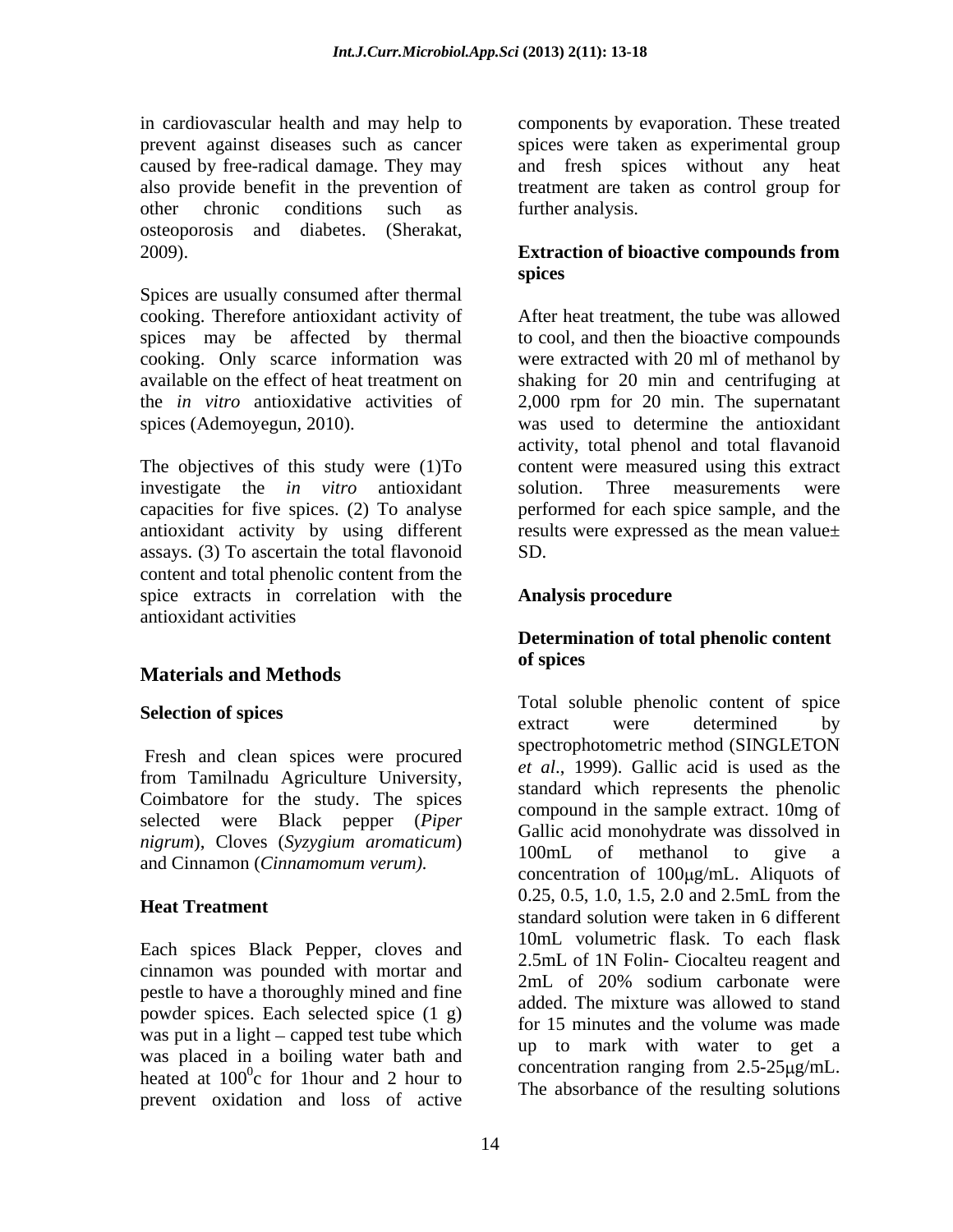in cardiovascular health and may help to prevent against diseases such as cancer caused by free-radical damage. They may also provide benefit in the prevention of other chronic conditions such as osteoporosis and diabetes. (Sherakat, 2009).

Spices are usually consumed after thermal cooking. Therefore antioxidant activity of spices may be affected by thermal cooking. Only scarce information was available on the effect of heat treatment on the *in vitro* antioxidative activities of spices (Ademoyegun, 2010).

The objectives of this study were (1)To investigate the *in vitro* antioxidant capacities for five spices. (2) To analyse antioxidant activity by using different assays. (3) To ascertain the total flavonoid content and total phenolic content from the spice extracts in correlation with the antioxidant activities

## Materials and Methods

### Selection of spices

Fresh and clean spices were procured from Tamilnadu Agriculture University, Coimbatore for the study. The spices selected were Black pepper (*Piper nigrum*), Cloves (*Syzygium aromaticum*) and Cinnamon (*Cinnamomum verum).*

### Heat Treatment

Each spices Black Pepper, cloves and cinnamon was pounded with mortar and pestle to have a thoroughly mined and fine powder spices. Each selected spice (1 g) was put in a light – capped test tube which was placed in a boiling water bath and heated at $100^0$c for 1hour and 2 hour to prevent oxidation and loss of active components by evaporation. These treated spices were taken as experimental group and fresh spices without any heat treatment are taken as control group for further analysis.

### Extraction of bioactive compounds from spices

After heat treatment, the tube was allowed to cool, and then the bioactive compounds were extracted with 20 ml of methanol by shaking for 20 min and centrifuging at 2,000 rpm for 20 min. The supernatant was used to determine the antioxidant activity, total phenol and total flavanoid content were measured using this extract solution. Three measurements were performed for each spice sample, and the results were expressed as the mean value± SD.

### Analysis procedure

### Determination of total phenolic content of spices

Total soluble phenolic content of spice extract were determined by spectrophotometric method (SINGLETON *et al*., 1999). Gallic acid is used as the standard which represents the phenolic compound in the sample extract. 10mg of Gallic acid monohydrate was dissolved in 100mL of methanol to give a concentration of 100μg/mL. Aliquots of 0.25, 0.5, 1.0, 1.5, 2.0 and 2.5mL from the standard solution were taken in 6 different 10mL volumetric flask. To each flask 2.5mL of 1N Folin- Ciocalteu reagent and 2mL of 20% sodium carbonate were added. The mixture was allowed to stand for 15 minutes and the volume was made up to mark with water to get a concentration ranging from 2.5-25μg/mL. The absorbance of the resulting solutions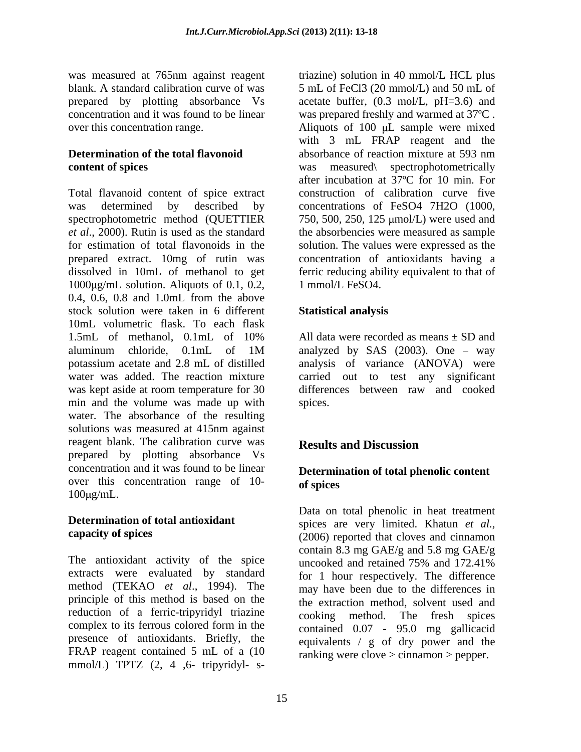was measured at 765nm against reagent blank. A standard calibration curve of was prepared by plotting absorbance Vs concentration and it was found to be linear over this concentration range.

**Determination of the total flavonoid content of spices**

Total flavanoid content of spice extract was determined by described by spectrophotometric method (QUETTIER *et al*., 2000). Rutin is used as the standard for estimation of total flavonoids in the prepared extract. 10mg of rutin was dissolved in 10mL of methanol to get 1000μg/mL solution. Aliquots of 0.1, 0.2, 0.4, 0.6, 0.8 and 1.0mL from the above stock solution were taken in 6 different 10mL volumetric flask. To each flask 1.5mL of methanol, 0.1mL of 10% aluminum chloride, 0.1mL of 1M potassium acetate and 2.8 mL of distilled water was added. The reaction mixture was kept aside at room temperature for 30 min and the volume was made up with water. The absorbance of the resulting solutions was measured at 415nm against reagent blank. The calibration curve was prepared by plotting absorbance Vs concentration and it was found to be linear over this concentration range of 10-100μg/mL.

**Determination of total antioxidant capacity of spices**

The antioxidant activity of the spice extracts were evaluated by standard method (TEKAO *et al*., 1994). The principle of this method is based on the reduction of a ferric-tripyridyl triazine complex to its ferrous colored form in the presence of antioxidants. Briefly, the FRAP reagent contained 5 mL of a (10 mmol/L) TPTZ (2, 4 ,6- tripyridyl- s-triazine) solution in 40 mmol/L HCL plus 5 mL of $FeCl_3$ (20 mmol/L) and 50 mL of acetate buffer, (0.3 mol/L, pH=3.6) and was prepared freshly and warmed at 37ºC . Aliquots of 100 μL sample were mixed with 3 mL FRAP reagent and the absorbance of reaction mixture at 593 nm was measured\ spectrophotometrically after incubation at 37ºC for 10 min. For construction of calibration curve five concentrations of $FeSO_4$ $7H_2O$ (1000, 750, 500, 250, 125 μmol/L) were used and the absorbencies were measured as sample solution. The values were expressed as the concentration of antioxidants having a ferric reducing ability equivalent to that of 1 mmol/L $FeSO_4$.

**Statistical analysis**

All data were recorded as means ± SD and analyzed by SAS (2003). One – way analysis of variance (ANOVA) were carried out to test any significant differences between raw and cooked spices.

## Results and Discussion

**Determination of total phenolic content of spices**

Data on total phenolic in heat treatment spices are very limited. Khatun *et al.*, (2006) reported that cloves and cinnamon contain 8.3 mg GAE/g and 5.8 mg GAE/g uncooked and retained 75% and 172.41% for 1 hour respectively. The difference may have been due to the differences in the extraction method, solvent used and cooking method. The fresh spices contained 0.07 - 95.0 mg gallicacid equivalents / g of dry power and the ranking were clove > cinnamon > pepper.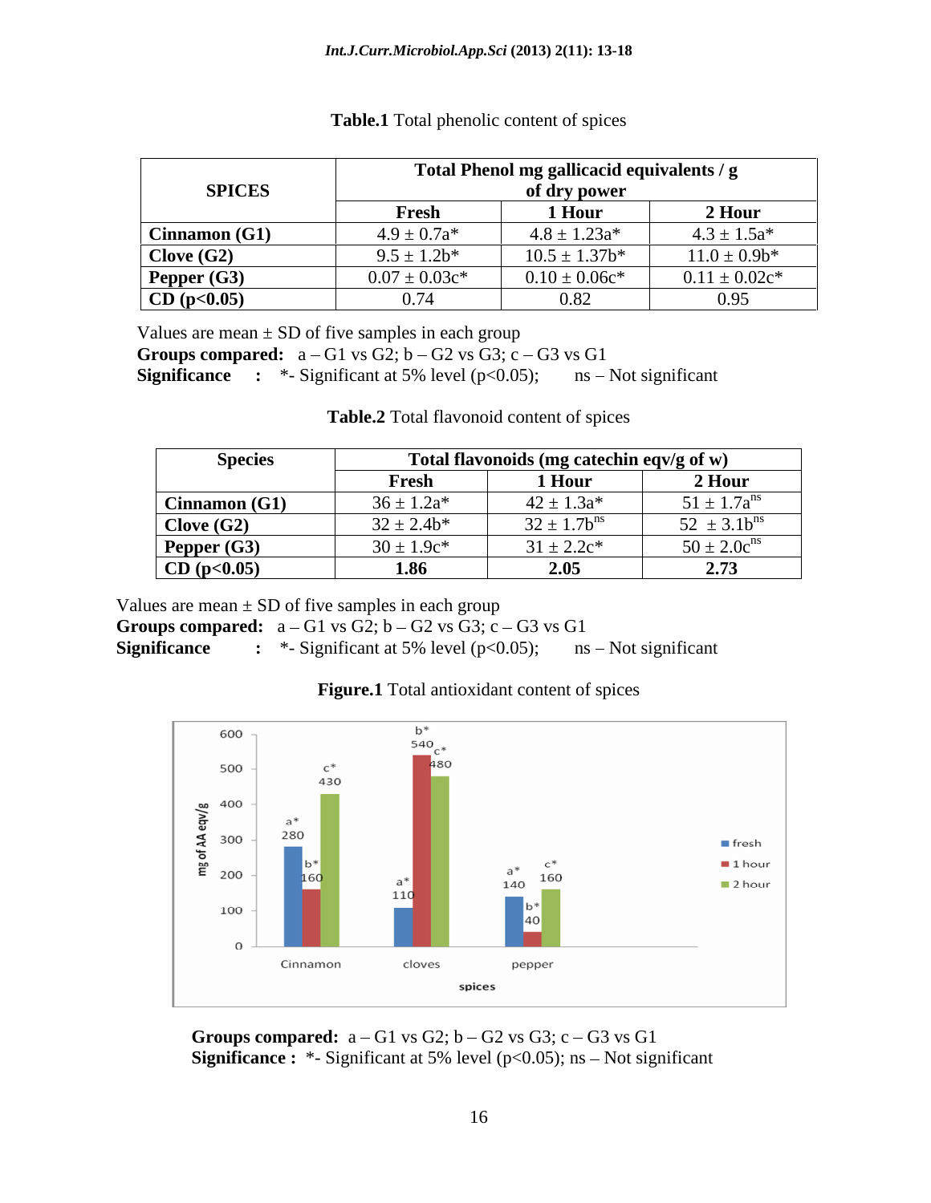**Table.1** Total phenolic content of spices

| SPICES | Total Phenol mg gallicacid equivalents / g of dry power | | |
|---|---|---|---|
| | Fresh | 1 Hour | 2 Hour |
| **Cinnamon (G1)** | 4.9 ± 0.7a* | 4.8 ± 1.23a* | 4.3 ± 1.5a* |
| **Clove (G2)** | 9.5 ± 1.2b* | 10.5 ± 1.37b* | 11.0 ± 0.9b* |
| **Pepper (G3)** | 0.07 ± 0.03c* | 0.10 ± 0.06c* | 0.11 ± 0.02c* |
| **CD ($p<0.05$)** | 0.74 | 0.82 | 0.95 |

Values are mean ± SD of five samples in each group
**Groups compared:** a – G1 vs G2; b – G2 vs G3; c – G3 vs G1
**Significance :** *- Significant at 5% level ($p<0.05$); ns – Not significant

**Table.2** Total flavonoid content of spices

| Species | Total flavonoids (mg catechin eqv/g of w) | | |
|---|---|---|---|
| | Fresh | 1 Hour | 2 Hour |
| **Cinnamon (G1)** | 36 ± 1.2a* | 42 ± 1.3a* | 51 ± 1.7a$^{ns}$ |
| **Clove (G2)** | 32 ± 2.4b* | 32 ± 1.7b$^{ns}$ | 52 ± 3.1b$^{ns}$ |
| **Pepper (G3)** | 30 ± 1.9c* | 31 ± 2.2c* | 50 ± 2.0c$^{ns}$ |
| **CD ($p<0.05$)** | **1.86** | **2.05** | **2.73** |

Values are mean ± SD of five samples in each group
**Groups compared:** a – G1 vs G2; b – G2 vs G3; c – G3 vs G1
**Significance :** *- Significant at 5% level ($p<0.05$); ns – Not significant

**Figure.1** Total antioxidant content of spices

**Groups compared:** a – G1 vs G2; b – G2 vs G3; c – G3 vs G1
**Significance :** *- Significant at 5% level ($p<0.05$); ns – Not significant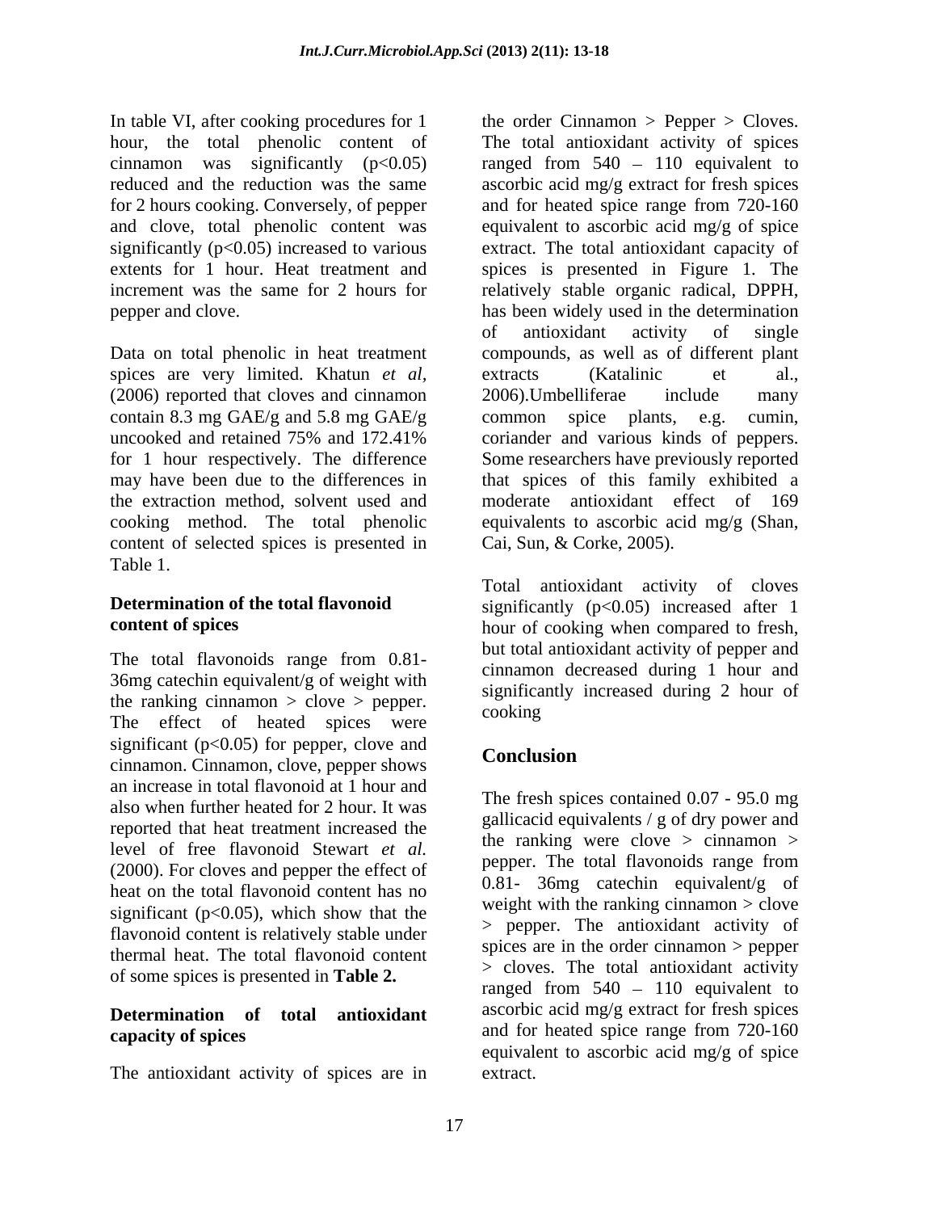In table VI, after cooking procedures for 1 hour, the total phenolic content of cinnamon was significantly ($p<0.05$) reduced and the reduction was the same for 2 hours cooking. Conversely, of pepper and clove, total phenolic content was significantly ($p<0.05$) increased to various extents for 1 hour. Heat treatment and increment was the same for 2 hours for pepper and clove.

Data on total phenolic in heat treatment spices are very limited. Khatun *et al*, (2006) reported that cloves and cinnamon contain 8.3 mg GAE/g and 5.8 mg GAE/g uncooked and retained 75% and 172.41% for 1 hour respectively. The difference may have been due to the differences in the extraction method, solvent used and cooking method. The total phenolic content of selected spices is presented in Table 1.

## Determination of the total flavonoid content of spices

The total flavonoids range from 0.81-36mg catechin equivalent/g of weight with the ranking cinnamon > clove > pepper. The effect of heated spices were significant ($p<0.05$) for pepper, clove and cinnamon. Cinnamon, clove, pepper shows an increase in total flavonoid at 1 hour and also when further heated for 2 hour. It was reported that heat treatment increased the level of free flavonoid Stewart *et al.* (2000). For cloves and pepper the effect of heat on the total flavonoid content has no significant ($p<0.05$), which show that the flavonoid content is relatively stable under thermal heat. The total flavonoid content of some spices is presented in **Table 2.**

## Determination of total antioxidant capacity of spices

The antioxidant activity of spices are in the order Cinnamon > Pepper > Cloves. The total antioxidant activity of spices ranged from 540 – 110 equivalent to ascorbic acid mg/g extract for fresh spices and for heated spice range from 720-160 equivalent to ascorbic acid mg/g of spice extract. The total antioxidant capacity of spices is presented in Figure 1. The relatively stable organic radical, DPPH, has been widely used in the determination of antioxidant activity of single compounds, as well as of different plant extracts (Katalinic et al., 2006).Umbelliferae include many common spice plants, e.g. cumin, coriander and various kinds of peppers. Some researchers have previously reported that spices of this family exhibited a moderate antioxidant effect of 169 equivalents to ascorbic acid mg/g (Shan, Cai, Sun, & Corke, 2005).

Total antioxidant activity of cloves significantly ($p<0.05$) increased after 1 hour of cooking when compared to fresh, but total antioxidant activity of pepper and cinnamon decreased during 1 hour and significantly increased during 2 hour of cooking

## Conclusion

The fresh spices contained 0.07 - 95.0 mg gallicacid equivalents / g of dry power and the ranking were clove > cinnamon > pepper. The total flavonoids range from 0.81- 36mg catechin equivalent/g of weight with the ranking cinnamon > clove > pepper. The antioxidant activity of spices are in the order cinnamon > pepper > cloves. The total antioxidant activity ranged from 540 – 110 equivalent to ascorbic acid mg/g extract for fresh spices and for heated spice range from 720-160 equivalent to ascorbic acid mg/g of spice extract.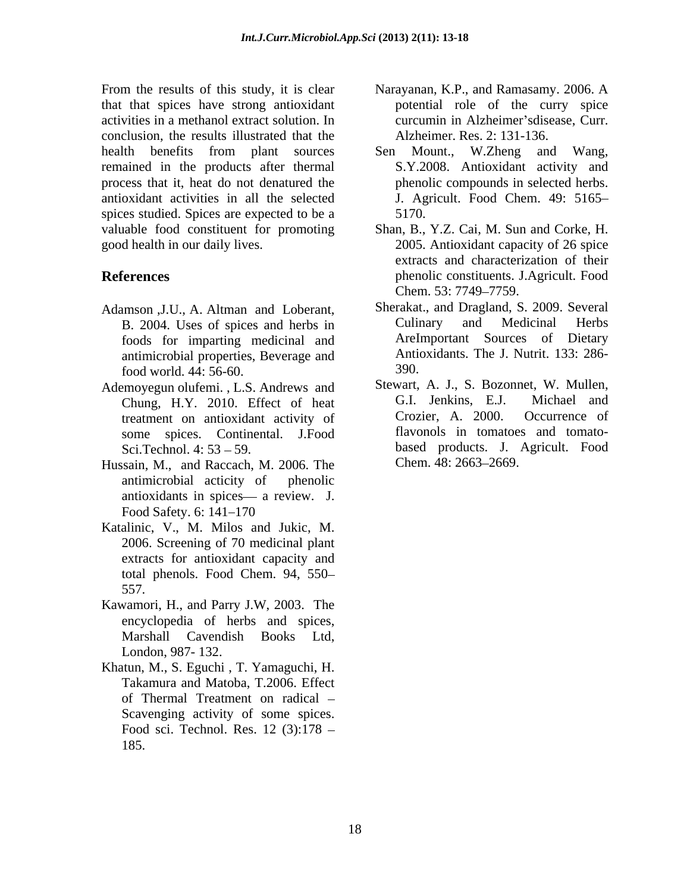From the results of this study, it is clear that that spices have strong antioxidant activities in a methanol extract solution. In conclusion, the results illustrated that the health benefits from plant sources remained in the products after thermal process that it, heat do not denatured the antioxidant activities in all the selected spices studied. Spices are expected to be a valuable food constituent for promoting good health in our daily lives.

## References

Adamson ,J.U., A. Altman and Loberant, B. 2004. Uses of spices and herbs in foods for imparting medicinal and antimicrobial properties, Beverage and food world. 44: 56-60.

Ademoyegun olufemi. , L.S. Andrews and Chung, H.Y. 2010. Effect of heat treatment on antioxidant activity of some spices. Continental. J.Food Sci.Technol. 4: 53 – 59.

Hussain, M., and Raccach, M. 2006. The antimicrobial acticity of phenolic antioxidants in spices— a review. J. Food Safety. 6: 141–170

Katalinic, V., M. Milos and Jukic, M. 2006. Screening of 70 medicinal plant extracts for antioxidant capacity and total phenols. Food Chem. 94, 550–557.

Kawamori, H., and Parry J.W, 2003. The encyclopedia of herbs and spices, Marshall Cavendish Books Ltd, London, 987- 132.

Khatun, M., S. Eguchi , T. Yamaguchi, H. Takamura and Matoba, T.2006. Effect of Thermal Treatment on radical – Scavenging activity of some spices. Food sci. Technol. Res. 12 (3):178 – 185.

Narayanan, K.P., and Ramasamy. 2006. A potential role of the curry spice curcumin in Alzheimer'sdisease, Curr. Alzheimer. Res. 2: 131-136.

Sen Mount., W.Zheng and Wang, S.Y.2008. Antioxidant activity and phenolic compounds in selected herbs. J. Agricult. Food Chem. 49: 5165–5170.

Shan, B., Y.Z. Cai, M. Sun and Corke, H. 2005. Antioxidant capacity of 26 spice extracts and characterization of their phenolic constituents. J.Agricult. Food Chem. 53: 7749–7759.

Sherakat., and Dragland, S. 2009. Several Culinary and Medicinal Herbs AreImportant Sources of Dietary Antioxidants. The J. Nutrit. 133: 286-390.

Stewart, A. J., S. Bozonnet, W. Mullen, G.I. Jenkins, E.J. Michael and Crozier, A. 2000. Occurrence of flavonols in tomatoes and tomato-based products. J. Agricult. Food Chem. 48: 2663–2669.